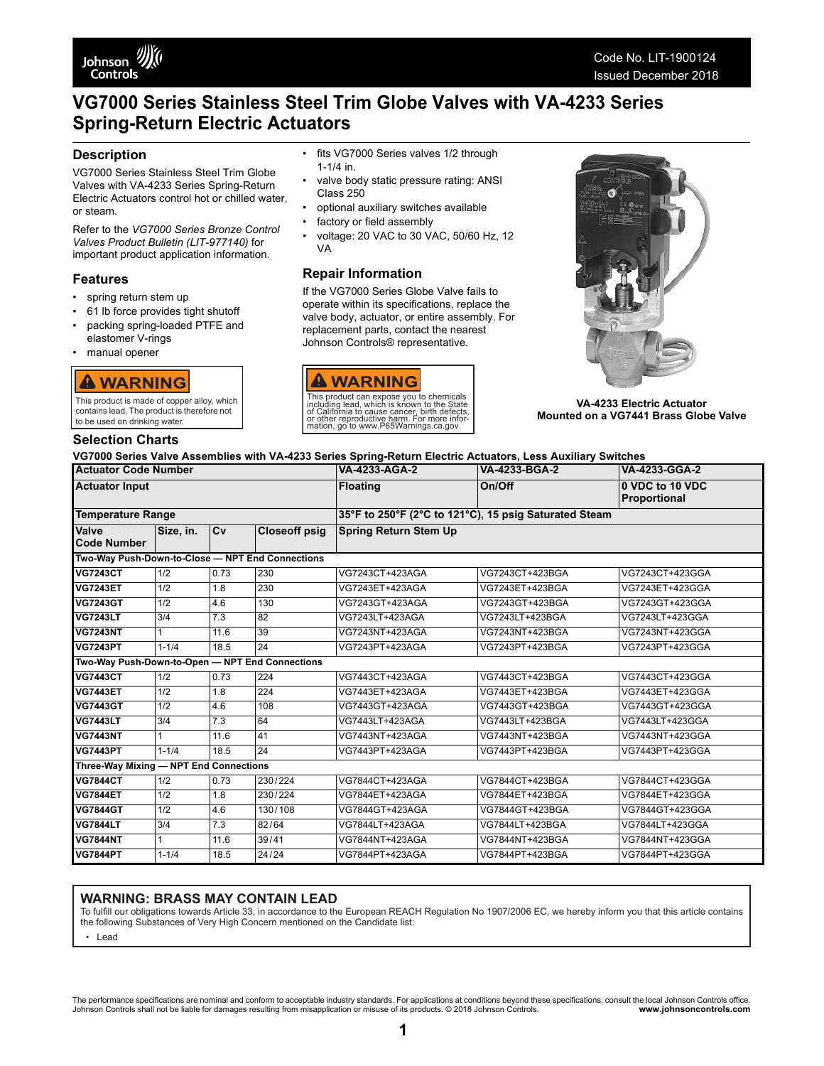# VG7000 Series Stainless Steel Trim Globe Valves with VA-4233 Series Spring-Return Electric Actuators

## Description

VG7000 Series Stainless Steel Trim Globe Valves with VA-4233 Series Spring-Return Electric Actuators control hot or chilled water, or steam.

Refer to the *VG7000 Series Bronze Control Valves Product Bulletin (LIT-977140)* for important product application information.

## Features

- spring return stem up
- 61 lb force provides tight shutoff
- packing spring-loaded PTFE and elastomer V-rings
- manual opener
- fits VG7000 Series valves 1/2 through 1-1/4 in.
- valve body static pressure rating: ANSI Class 250
- optional auxiliary switches available
- factory or field assembly
- voltage: 20 VAC to 30 VAC, 50/60 Hz, 12 VA

**⚠ WARNING**

This product is made of copper alloy, which contains lead. The product is therefore not to be used on drinking water.

## Repair Information

If the VG7000 Series Globe Valve fails to operate within its specifications, replace the valve body, actuator, or entire assembly. For replacement parts, contact the nearest Johnson Controls® representative.

**⚠ WARNING**

This product can expose you to chemicals including lead, which is known to the State of California to cause cancer, birth defects, or other reproductive harm. For more information, go to www.P65Warnings.ca.gov.

**VA-4233 Electric Actuator Mounted on a VG7441 Brass Globe Valve**

## Selection Charts

**VG7000 Series Valve Assemblies with VA-4233 Series Spring-Return Electric Actuators, Less Auxiliary Switches**

| Actuator Code Number | | | | VA-4233-AGA-2 | VA-4233-BGA-2 | VA-4233-GGA-2 |
|---|---|---|---|---|---|---|
| **Actuator Input** | | | | **Floating** | **On/Off** | **0 VDC to 10 VDC Proportional** |
| **Temperature Range** | | | | **35°F to 250°F (2°C to 121°C), 15 psig Saturated Steam** | | |
| **Valve Code Number** | **Size, in.** | **Cv** | **Closeoff psig** | **Spring Return Stem Up** | | |
| **Two-Way Push-Down-to-Close — NPT End Connections** | | | | | | |
| **VG7243CT** | 1/2 | 0.73 | 230 | VG7243CT+423AGA | VG7243CT+423BGA | VG7243CT+423GGA |
| **VG7243ET** | 1/2 | 1.8 | 230 | VG7243ET+423AGA | VG7243ET+423BGA | VG7243ET+423GGA |
| **VG7243GT** | 1/2 | 4.6 | 130 | VG7243GT+423AGA | VG7243GT+423BGA | VG7243GT+423GGA |
| **VG7243LT** | 3/4 | 7.3 | 82 | VG7243LT+423AGA | VG7243LT+423BGA | VG7243LT+423GGA |
| **VG7243NT** | 1 | 11.6 | 39 | VG7243NT+423AGA | VG7243NT+423BGA | VG7243NT+423GGA |
| **VG7243PT** | 1-1/4 | 18.5 | 24 | VG7243PT+423AGA | VG7243PT+423BGA | VG7243PT+423GGA |
| **Two-Way Push-Down-to-Open — NPT End Connections** | | | | | | |
| **VG7443CT** | 1/2 | 0.73 | 224 | VG7443CT+423AGA | VG7443CT+423BGA | VG7443CT+423GGA |
| **VG7443ET** | 1/2 | 1.8 | 224 | VG7443ET+423AGA | VG7443ET+423BGA | VG7443ET+423GGA |
| **VG7443GT** | 1/2 | 4.6 | 108 | VG7443GT+423AGA | VG7443GT+423BGA | VG7443GT+423GGA |
| **VG7443LT** | 3/4 | 7.3 | 64 | VG7443LT+423AGA | VG7443LT+423BGA | VG7443LT+423GGA |
| **VG7443NT** | 1 | 11.6 | 41 | VG7443NT+423AGA | VG7443NT+423BGA | VG7443NT+423GGA |
| **VG7443PT** | 1-1/4 | 18.5 | 24 | VG7443PT+423AGA | VG7443PT+423BGA | VG7443PT+423GGA |
| **Three-Way Mixing — NPT End Connections** | | | | | | |
| **VG7844CT** | 1/2 | 0.73 | 230/224 | VG7844CT+423AGA | VG7844CT+423BGA | VG7844CT+423GGA |
| **VG7844ET** | 1/2 | 1.8 | 230/224 | VG7844ET+423AGA | VG7844ET+423BGA | VG7844ET+423GGA |
| **VG7844GT** | 1/2 | 4.6 | 130/108 | VG7844GT+423AGA | VG7844GT+423BGA | VG7844GT+423GGA |
| **VG7844LT** | 3/4 | 7.3 | 82/64 | VG7844LT+423AGA | VG7844LT+423BGA | VG7844LT+423GGA |
| **VG7844NT** | 1 | 11.6 | 39/41 | VG7844NT+423AGA | VG7844NT+423BGA | VG7844NT+423GGA |
| **VG7844PT** | 1-1/4 | 18.5 | 24/24 | VG7844PT+423AGA | VG7844PT+423BGA | VG7844PT+423GGA |

**WARNING: BRASS MAY CONTAIN LEAD**

To fulfill our obligations towards Article 33, in accordance to the European REACH Regulation No 1907/2006 EC, we hereby inform you that this article contains the following Substances of Very High Concern mentioned on the Candidate list:

- Lead

The performance specifications are nominal and conform to acceptable industry standards. For applications at conditions beyond these specifications, consult the local Johnson Controls office. Johnson Controls shall not be liable for damages resulting from misapplication or misuse of its products. © 2018 Johnson Controls. **www.johnsoncontrols.com**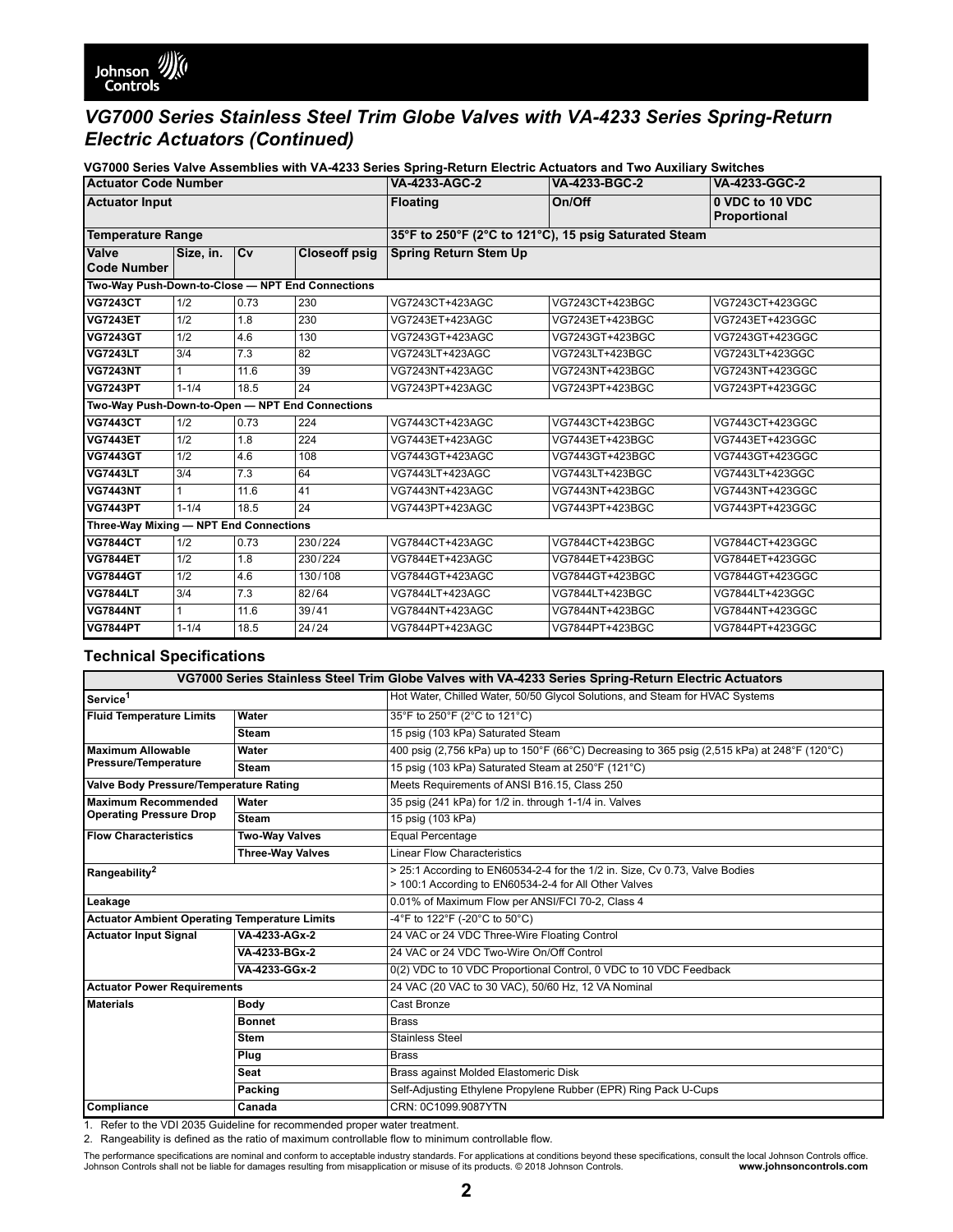## VG7000 Series Stainless Steel Trim Globe Valves with VA-4233 Series Spring-Return Electric Actuators (Continued)

**VG7000 Series Valve Assemblies with VA-4233 Series Spring-Return Electric Actuators and Two Auxiliary Switches**

| Actuator Code Number | | | | VA-4233-AGC-2 | VA-4233-BGC-2 | VA-4233-GGC-2 |
|---|---|---|---|---|---|---|
| **Actuator Input** | | | | **Floating** | **On/Off** | **0 VDC to 10 VDC Proportional** |
| **Temperature Range** | | | | **35°F to 250°F (2°C to 121°C), 15 psig Saturated Steam** | | |
| **Valve Code Number** | **Size, in.** | **Cv** | **Closeoff psig** | **Spring Return Stem Up** | | |
| **Two-Way Push-Down-to-Close — NPT End Connections** | | | | | | |
| **VG7243CT** | 1/2 | 0.73 | 230 | VG7243CT+423AGC | VG7243CT+423BGC | VG7243CT+423GGC |
| **VG7243ET** | 1/2 | 1.8 | 230 | VG7243ET+423AGC | VG7243ET+423BGC | VG7243ET+423GGC |
| **VG7243GT** | 1/2 | 4.6 | 130 | VG7243GT+423AGC | VG7243GT+423BGC | VG7243GT+423GGC |
| **VG7243LT** | 3/4 | 7.3 | 82 | VG7243LT+423AGC | VG7243LT+423BGC | VG7243LT+423GGC |
| **VG7243NT** | 1 | 11.6 | 39 | VG7243NT+423AGC | VG7243NT+423BGC | VG7243NT+423GGC |
| **VG7243PT** | 1-1/4 | 18.5 | 24 | VG7243PT+423AGC | VG7243PT+423BGC | VG7243PT+423GGC |
| **Two-Way Push-Down-to-Open — NPT End Connections** | | | | | | |
| **VG7443CT** | 1/2 | 0.73 | 224 | VG7443CT+423AGC | VG7443CT+423BGC | VG7443CT+423GGC |
| **VG7443ET** | 1/2 | 1.8 | 224 | VG7443ET+423AGC | VG7443ET+423BGC | VG7443ET+423GGC |
| **VG7443GT** | 1/2 | 4.6 | 108 | VG7443GT+423AGC | VG7443GT+423BGC | VG7443GT+423GGC |
| **VG7443LT** | 3/4 | 7.3 | 64 | VG7443LT+423AGC | VG7443LT+423BGC | VG7443LT+423GGC |
| **VG7443NT** | 1 | 11.6 | 41 | VG7443NT+423AGC | VG7443NT+423BGC | VG7443NT+423GGC |
| **VG7443PT** | 1-1/4 | 18.5 | 24 | VG7443PT+423AGC | VG7443PT+423BGC | VG7443PT+423GGC |
| **Three-Way Mixing — NPT End Connections** | | | | | | |
| **VG7844CT** | 1/2 | 0.73 | 230/224 | VG7844CT+423AGC | VG7844CT+423BGC | VG7844CT+423GGC |
| **VG7844ET** | 1/2 | 1.8 | 230/224 | VG7844ET+423AGC | VG7844ET+423BGC | VG7844ET+423GGC |
| **VG7844GT** | 1/2 | 4.6 | 130/108 | VG7844GT+423AGC | VG7844GT+423BGC | VG7844GT+423GGC |
| **VG7844LT** | 3/4 | 7.3 | 82/64 | VG7844LT+423AGC | VG7844LT+423BGC | VG7844LT+423GGC |
| **VG7844NT** | 1 | 11.6 | 39/41 | VG7844NT+423AGC | VG7844NT+423BGC | VG7844NT+423GGC |
| **VG7844PT** | 1-1/4 | 18.5 | 24/24 | VG7844PT+423AGC | VG7844PT+423BGC | VG7844PT+423GGC |

### Technical Specifications

| VG7000 Series Stainless Steel Trim Globe Valves with VA-4233 Series Spring-Return Electric Actuators | | |
|---|---|---|
| **Service**[1] | | Hot Water, Chilled Water, 50/50 Glycol Solutions, and Steam for HVAC Systems |
| **Fluid Temperature Limits** | **Water** | 35°F to 250°F (2°C to 121°C) |
| | **Steam** | 15 psig (103 kPa) Saturated Steam |
| **Maximum Allowable Pressure/Temperature** | **Water** | 400 psig (2,756 kPa) up to 150°F (66°C) Decreasing to 365 psig (2,515 kPa) at 248°F (120°C) |
| | **Steam** | 15 psig (103 kPa) Saturated Steam at 250°F (121°C) |
| **Valve Body Pressure/Temperature Rating** | | Meets Requirements of ANSI B16.15, Class 250 |
| **Maximum Recommended Operating Pressure Drop** | **Water** | 35 psig (241 kPa) for 1/2 in. through 1-1/4 in. Valves |
| | **Steam** | 15 psig (103 kPa) |
| **Flow Characteristics** | **Two-Way Valves** | Equal Percentage |
| | **Three-Way Valves** | Linear Flow Characteristics |
| **Rangeability**[2] | | > 25:1 According to EN60534-2-4 for the 1/2 in. Size, Cv 0.73, Valve Bodies<br>> 100:1 According to EN60534-2-4 for All Other Valves |
| **Leakage** | | 0.01% of Maximum Flow per ANSI/FCI 70-2, Class 4 |
| **Actuator Ambient Operating Temperature Limits** | | -4°F to 122°F (-20°C to 50°C) |
| **Actuator Input Signal** | **VA-4233-AGx-2** | 24 VAC or 24 VDC Three-Wire Floating Control |
| | **VA-4233-BGx-2** | 24 VAC or 24 VDC Two-Wire On/Off Control |
| | **VA-4233-GGx-2** | 0(2) VDC to 10 VDC Proportional Control, 0 VDC to 10 VDC Feedback |
| **Actuator Power Requirements** | | 24 VAC (20 VAC to 30 VAC), 50/60 Hz, 12 VA Nominal |
| **Materials** | **Body** | Cast Bronze |
| | **Bonnet** | Brass |
| | **Stem** | Stainless Steel |
| | **Plug** | Brass |
| | **Seat** | Brass against Molded Elastomeric Disk |
| | **Packing** | Self-Adjusting Ethylene Propylene Rubber (EPR) Ring Pack U-Cups |
| **Compliance** | **Canada** | CRN: 0C1099.9087YTN |

1. Refer to the VDI 2035 Guideline for recommended proper water treatment.
2. Rangeability is defined as the ratio of maximum controllable flow to minimum controllable flow.

The performance specifications are nominal and conform to acceptable industry standards. For applications at conditions beyond these specifications, consult the local Johnson Controls office. Johnson Controls shall not be liable for damages resulting from misapplication or misuse of its products. © 2018 Johnson Controls. **www.johnsoncontrols.com**